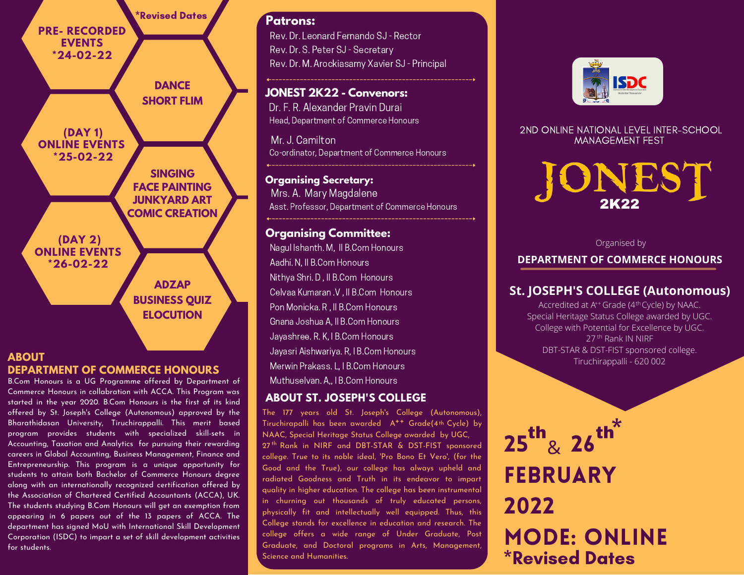## PRE- RECORDED EVENTS *24-02-22

*Revised Dates

DANCE
SHORT FLIM

## (DAY 1) ONLINE EVENTS *25-02-22

SINGING
FACE PAINTING
JUNKYARD ART
COMIC CREATION

## (DAY 2) ONLINE EVENTS *26-02-22

ADZAP
BUSINESS QUIZ
ELOCUTION

## ABOUT DEPARTMENT OF COMMERCE HONOURS

B.Com Honours is a UG Programme offered by Department of Commerce Honours in collaboration with ACCA. This Program was started in the year 2020. B.Com Honours is the first of its kind offered by St. Joseph's College (Autonomous) approved by the Bharathidasan University, Tiruchirappalli. This merit based program provides students with specialized skill-sets in Accounting, Taxation and Analytics for pursuing their rewarding careers in Global Accounting, Business Management, Finance and Entrepreneurship. This program is a unique opportunity for students to attain both Bachelor of Commerce Honours degree along with an internationally recognized certification offered by the Association of Chartered Certified Accountants (ACCA), UK. The students studying B.Com Honours will get an exemption from appearing in 6 papers out of the 13 papers of ACCA. The department has signed MoU with International Skill Development Corporation (ISDC) to impart a set of skill development activities for students.

## Patrons:

Rev. Dr. Leonard Fernando SJ - Rector
Rev. Dr. S. Peter SJ - Secretary
Rev. Dr. M. Arockiasamy Xavier SJ - Principal

## JONEST 2K22 - Convenors:

Dr. F. R. Alexander Pravin Durai
Head, Department of Commerce Honours

Mr. J. Camilton
Co-ordinator, Department of Commerce Honours

## Organising Secretary:

Mrs. A. Mary Magdalene
Asst. Professor, Department of Commerce Honours

## Organising Committee:

Nagul Ishanth. M, II B.Com Honours
Aadhi. N, II B.Com Honours
Nithya Shri. D , II B.Com Honours
Celvaa Kumaran .V , II B.Com Honours
Pon Monicka. R , II B.Com Honours
Gnana Joshua A, II B.Com Honours
Jayashree. R. K, I B.Com Honours
Jayasri Aishwariya. R, I B.Com Honours
Merwin Prakass. L, I B.Com Honours
Muthuselvan. A,, I B.Com Honours

## ABOUT ST. JOSEPH'S COLLEGE

The 177 years old St. Joseph's College (Autonomous), Tiruchirapalli has been awarded A++ Grade(4th Cycle) by NAAC, Special Heritage Status College awarded by UGC, 27th Rank in NIRF and DBT-STAR & DST-FIST sponsored college. True to its noble ideal, 'Pro Bono Et Vero', (for the Good and the True), our college has always upheld and radiated Goodness and Truth in its endeavor to impart quality in higher education. The college has been instrumental in churning out thousands of truly educated persons, physically fit and intellectually well equipped. Thus, this College stands for excellence in education and research. The college offers a wide range of Under Graduate, Post Graduate, and Doctoral programs in Arts, Management, Science and Humanities.

2ND ONLINE NATIONAL LEVEL INTER-SCHOOL MANAGEMENT FEST

# JONEST 2K22

Organised by

**DEPARTMENT OF COMMERCE HONOURS**

## St. JOSEPH'S COLLEGE (Autonomous)

Accredited at A++ Grade (4th Cycle) by NAAC.
Special Heritage Status College awarded by UGC.
College with Potential for Excellence by UGC.
27th Rank IN NIRF
DBT-STAR & DST-FIST sponsored college.
Tiruchirappalli - 620 002

## 25th & 26th* FEBRUARY 2022

## MODE: ONLINE

**\*Revised Dates**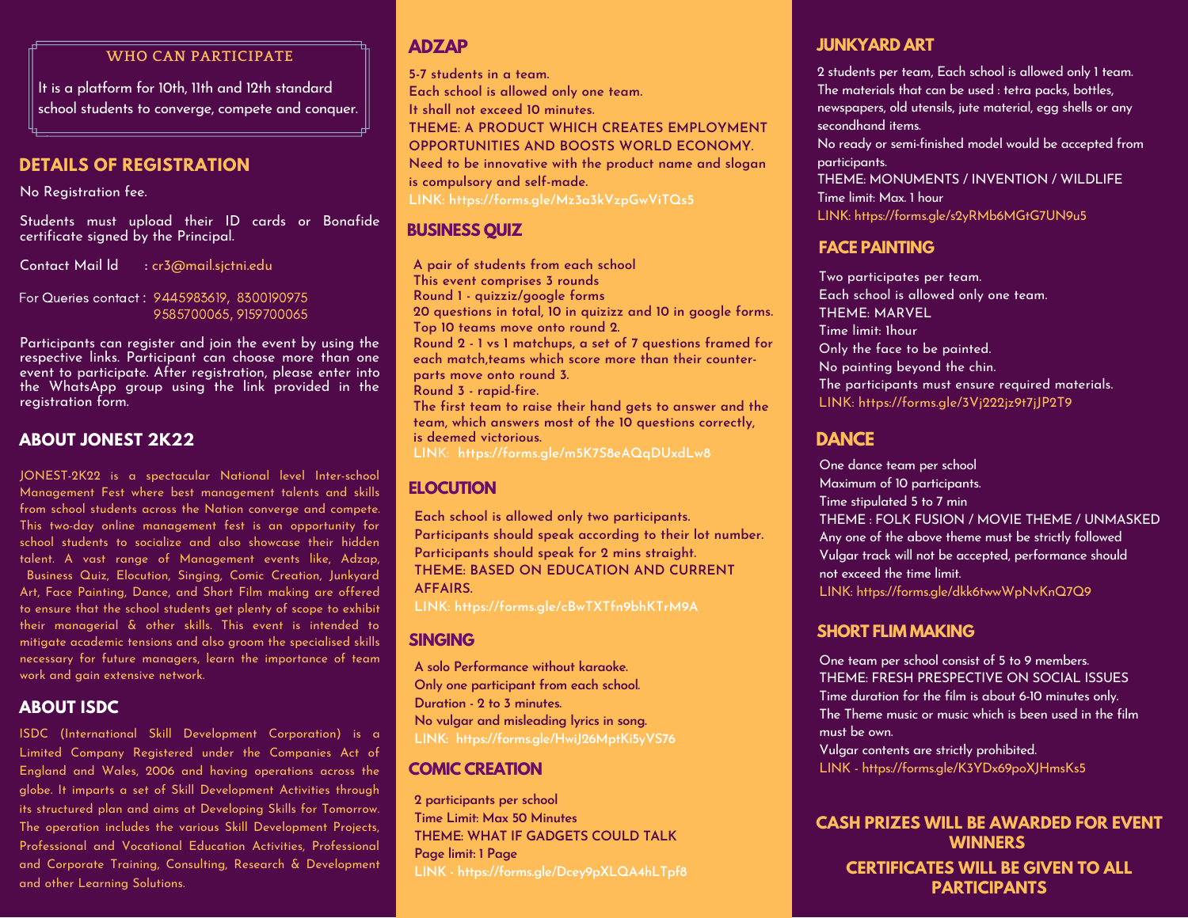### WHO CAN PARTICIPATE

It is a platform for 10th, 11th and 12th standard school students to converge, compete and conquer.

## DETAILS OF REGISTRATION

No Registration fee.

Students must upload their ID cards or Bonafide certificate signed by the Principal.

Contact Mail Id : cr3@mail.sjctni.edu

For Queries contact : 9445983619, 8300190975 9585700065, 9159700065

Participants can register and join the event by using the respective links. Participant can choose more than one event to participate. After registration, please enter into the WhatsApp group using the link provided in the registration form.

## ABOUT JONEST 2K22

JONEST-2K22 is a spectacular National level Inter-school Management Fest where best management talents and skills from school students across the Nation converge and compete. This two-day online management fest is an opportunity for school students to socialize and also showcase their hidden talent. A vast range of Management events like, Adzap, Business Quiz, Elocution, Singing, Comic Creation, Junkyard Art, Face Painting, Dance, and Short Film making are offered to ensure that the school students get plenty of scope to exhibit their managerial & other skills. This event is intended to mitigate academic tensions and also groom the specialised skills necessary for future managers, learn the importance of team work and gain extensive network.

## ABOUT ISDC

ISDC (International Skill Development Corporation) is a Limited Company Registered under the Companies Act of England and Wales, 2006 and having operations across the globe. It imparts a set of Skill Development Activities through its structured plan and aims at Developing Skills for Tomorrow. The operation includes the various Skill Development Projects, Professional and Vocational Education Activities, Professional and Corporate Training, Consulting, Research & Development and other Learning Solutions.

## ADZAP

5-7 students in a team.
Each school is allowed only one team.
It shall not exceed 10 minutes.
THEME: A PRODUCT WHICH CREATES EMPLOYMENT OPPORTUNITIES AND BOOSTS WORLD ECONOMY.
Need to be innovative with the product name and slogan is compulsory and self-made.
LINK: https://forms.gle/Mz3a3kVzpGwViTQs5

## BUSINESS QUIZ

A pair of students from each school
This event comprises 3 rounds
Round 1 - quizziz/google forms
20 questions in total, 10 in quizizz and 10 in google forms.
Top 10 teams move onto round 2.
Round 2 - 1 vs 1 matchups, a set of 7 questions framed for each match,teams which score more than their counter-parts move onto round 3.
Round 3 - rapid-fire.
The first team to raise their hand gets to answer and the team, which answers most of the 10 questions correctly, is deemed victorious.
LINK: https://forms.gle/m5K7S8eAQqDUxdLw8

## ELOCUTION

Each school is allowed only two participants.
Participants should speak according to their lot number.
Participants should speak for 2 mins straight.
THEME: BASED ON EDUCATION AND CURRENT AFFAIRS.
LINK: https://forms.gle/cBwTXTfn9bhKTrM9A

## SINGING

A solo Performance without karaoke.
Only one participant from each school.
Duration - 2 to 3 minutes.
No vulgar and misleading lyrics in song.
LINK: https://forms.gle/HwiJ26MptKi5yVS76

## COMIC CREATION

2 participants per school
Time Limit: Max 50 Minutes
THEME: WHAT IF GADGETS COULD TALK
Page limit: 1 Page
LINK - https://forms.gle/Dcey9pXLQA4hLTpf8

## JUNKYARD ART

2 students per team, Each school is allowed only 1 team.
The materials that can be used : tetra packs, bottles, newspapers, old utensils, jute material, egg shells or any secondhand items.
No ready or semi-finished model would be accepted from participants.
THEME: MONUMENTS / INVENTION / WILDLIFE
Time limit: Max. 1 hour
LINK: https://forms.gle/s2yRMb6MGtG7UN9u5

## FACE PAINTING

Two participates per team.
Each school is allowed only one team.
THEME: MARVEL
Time limit: 1hour
Only the face to be painted.
No painting beyond the chin.
The participants must ensure required materials.
LINK: https://forms.gle/3Vj222jz9t7jJP2T9

## DANCE

One dance team per school
Maximum of 10 participants.
Time stipulated 5 to 7 min
THEME : FOLK FUSION / MOVIE THEME / UNMASKED
Any one of the above theme must be strictly followed
Vulgar track will not be accepted, performance should not exceed the time limit.
LINK: https://forms.gle/dkk6twwWpNvKnQ7Q9

## SHORT FLIM MAKING

One team per school consist of 5 to 9 members.
THEME: FRESH PRESPECTIVE ON SOCIAL ISSUES
Time duration for the film is about 6-10 minutes only.
The Theme music or music which is been used in the film must be own.
Vulgar contents are strictly prohibited.
LINK - https://forms.gle/K3YDx69poXJHmsKs5

## CASH PRIZES WILL BE AWARDED FOR EVENT WINNERS

## CERTIFICATES WILL BE GIVEN TO ALL PARTICIPANTS